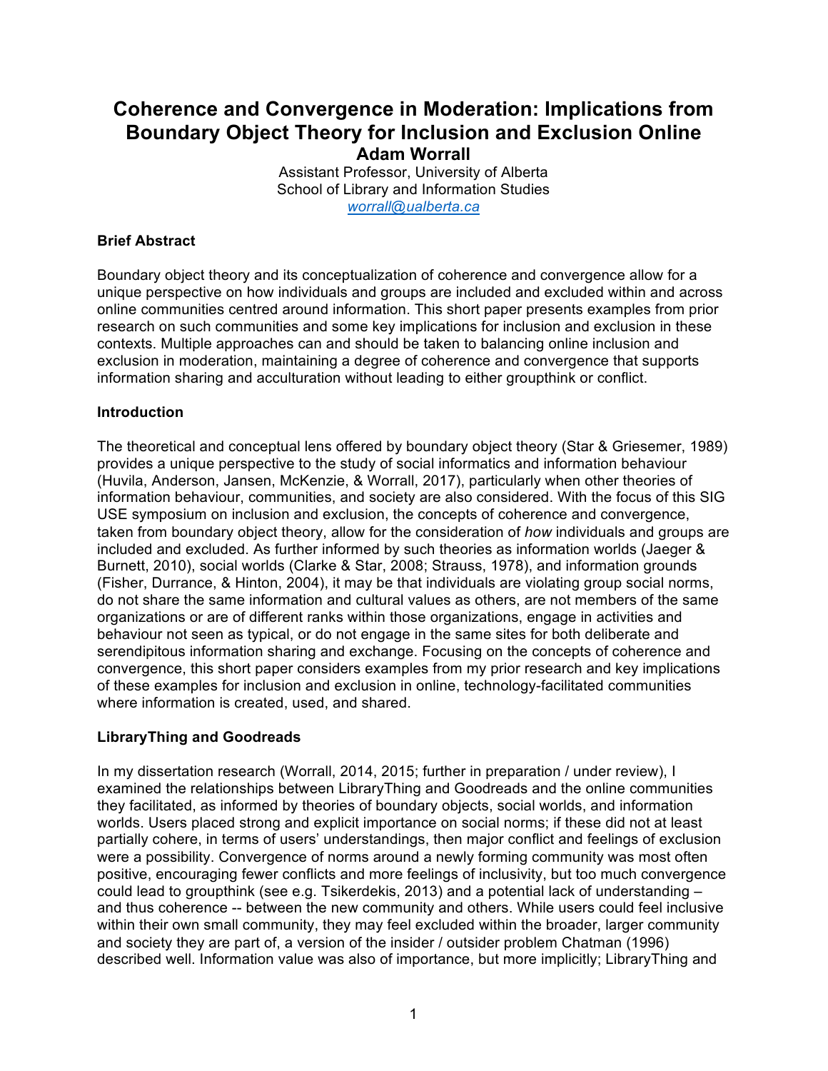# Coherence and Convergence in Moderation: Implications from Boundary Object Theory for Inclusion and Exclusion Online

**Adam Worrall**

Assistant Professor, University of Alberta
School of Library and Information Studies
*worrall@ualberta.ca*

### Brief Abstract

Boundary object theory and its conceptualization of coherence and convergence allow for a unique perspective on how individuals and groups are included and excluded within and across online communities centred around information. This short paper presents examples from prior research on such communities and some key implications for inclusion and exclusion in these contexts. Multiple approaches can and should be taken to balancing online inclusion and exclusion in moderation, maintaining a degree of coherence and convergence that supports information sharing and acculturation without leading to either groupthink or conflict.

### Introduction

The theoretical and conceptual lens offered by boundary object theory (Star & Griesemer, 1989) provides a unique perspective to the study of social informatics and information behaviour (Huvila, Anderson, Jansen, McKenzie, & Worrall, 2017), particularly when other theories of information behaviour, communities, and society are also considered. With the focus of this SIG USE symposium on inclusion and exclusion, the concepts of coherence and convergence, taken from boundary object theory, allow for the consideration of *how* individuals and groups are included and excluded. As further informed by such theories as information worlds (Jaeger & Burnett, 2010), social worlds (Clarke & Star, 2008; Strauss, 1978), and information grounds (Fisher, Durrance, & Hinton, 2004), it may be that individuals are violating group social norms, do not share the same information and cultural values as others, are not members of the same organizations or are of different ranks within those organizations, engage in activities and behaviour not seen as typical, or do not engage in the same sites for both deliberate and serendipitous information sharing and exchange. Focusing on the concepts of coherence and convergence, this short paper considers examples from my prior research and key implications of these examples for inclusion and exclusion in online, technology-facilitated communities where information is created, used, and shared.

### LibraryThing and Goodreads

In my dissertation research (Worrall, 2014, 2015; further in preparation / under review), I examined the relationships between LibraryThing and Goodreads and the online communities they facilitated, as informed by theories of boundary objects, social worlds, and information worlds. Users placed strong and explicit importance on social norms; if these did not at least partially cohere, in terms of users' understandings, then major conflict and feelings of exclusion were a possibility. Convergence of norms around a newly forming community was most often positive, encouraging fewer conflicts and more feelings of inclusivity, but too much convergence could lead to groupthink (see e.g. Tsikerdekis, 2013) and a potential lack of understanding – and thus coherence -- between the new community and others. While users could feel inclusive within their own small community, they may feel excluded within the broader, larger community and society they are part of, a version of the insider / outsider problem Chatman (1996) described well. Information value was also of importance, but more implicitly; LibraryThing and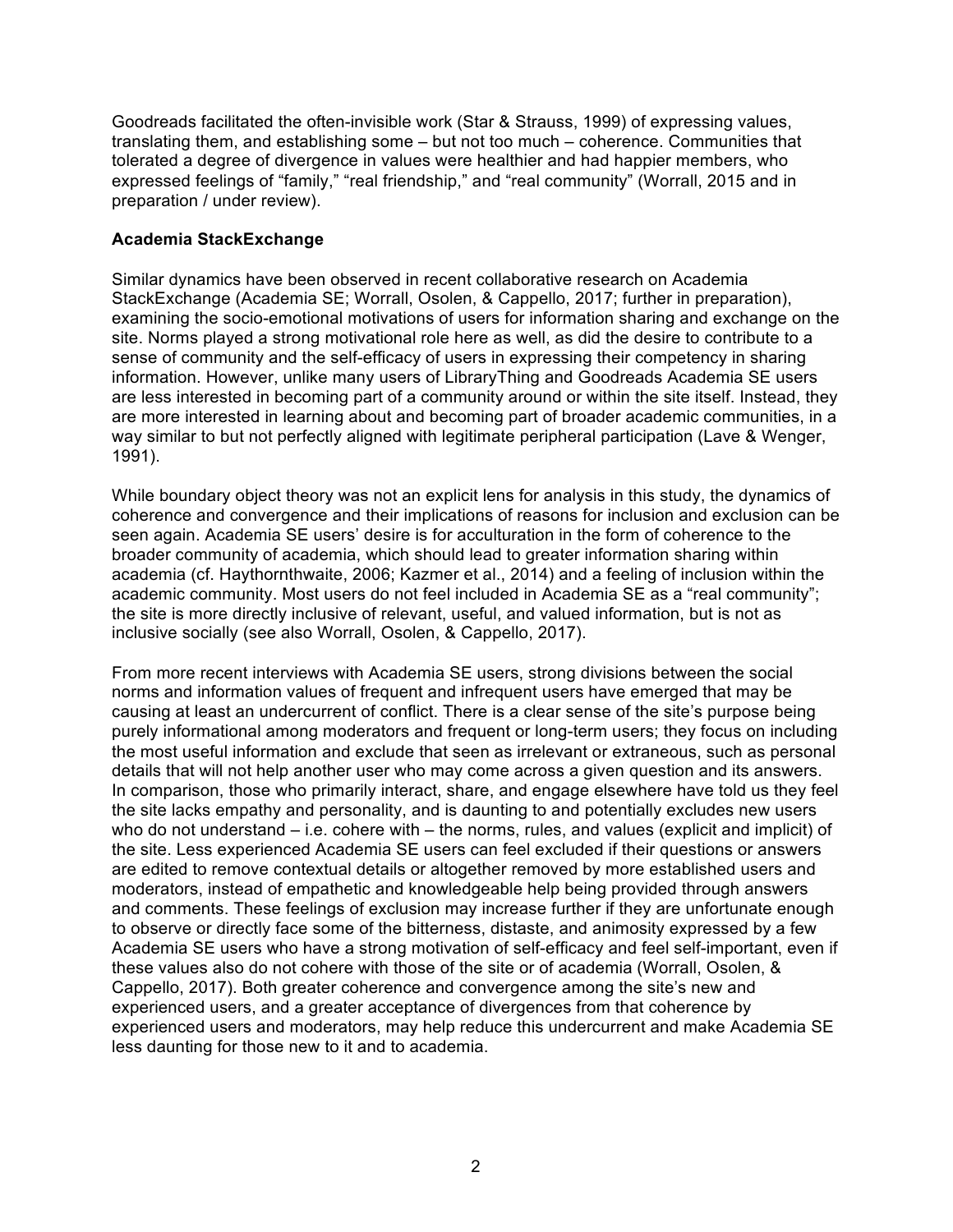Goodreads facilitated the often-invisible work (Star & Strauss, 1999) of expressing values, translating them, and establishing some – but not too much – coherence. Communities that tolerated a degree of divergence in values were healthier and had happier members, who expressed feelings of "family," "real friendship," and "real community" (Worrall, 2015 and in preparation / under review).

**Academia StackExchange**

Similar dynamics have been observed in recent collaborative research on Academia StackExchange (Academia SE; Worrall, Osolen, & Cappello, 2017; further in preparation), examining the socio-emotional motivations of users for information sharing and exchange on the site. Norms played a strong motivational role here as well, as did the desire to contribute to a sense of community and the self-efficacy of users in expressing their competency in sharing information. However, unlike many users of LibraryThing and Goodreads Academia SE users are less interested in becoming part of a community around or within the site itself. Instead, they are more interested in learning about and becoming part of broader academic communities, in a way similar to but not perfectly aligned with legitimate peripheral participation (Lave & Wenger, 1991).

While boundary object theory was not an explicit lens for analysis in this study, the dynamics of coherence and convergence and their implications of reasons for inclusion and exclusion can be seen again. Academia SE users' desire is for acculturation in the form of coherence to the broader community of academia, which should lead to greater information sharing within academia (cf. Haythornthwaite, 2006; Kazmer et al., 2014) and a feeling of inclusion within the academic community. Most users do not feel included in Academia SE as a "real community"; the site is more directly inclusive of relevant, useful, and valued information, but is not as inclusive socially (see also Worrall, Osolen, & Cappello, 2017).

From more recent interviews with Academia SE users, strong divisions between the social norms and information values of frequent and infrequent users have emerged that may be causing at least an undercurrent of conflict. There is a clear sense of the site's purpose being purely informational among moderators and frequent or long-term users; they focus on including the most useful information and exclude that seen as irrelevant or extraneous, such as personal details that will not help another user who may come across a given question and its answers. In comparison, those who primarily interact, share, and engage elsewhere have told us they feel the site lacks empathy and personality, and is daunting to and potentially excludes new users who do not understand – i.e. cohere with – the norms, rules, and values (explicit and implicit) of the site. Less experienced Academia SE users can feel excluded if their questions or answers are edited to remove contextual details or altogether removed by more established users and moderators, instead of empathetic and knowledgeable help being provided through answers and comments. These feelings of exclusion may increase further if they are unfortunate enough to observe or directly face some of the bitterness, distaste, and animosity expressed by a few Academia SE users who have a strong motivation of self-efficacy and feel self-important, even if these values also do not cohere with those of the site or of academia (Worrall, Osolen, & Cappello, 2017). Both greater coherence and convergence among the site's new and experienced users, and a greater acceptance of divergences from that coherence by experienced users and moderators, may help reduce this undercurrent and make Academia SE less daunting for those new to it and to academia.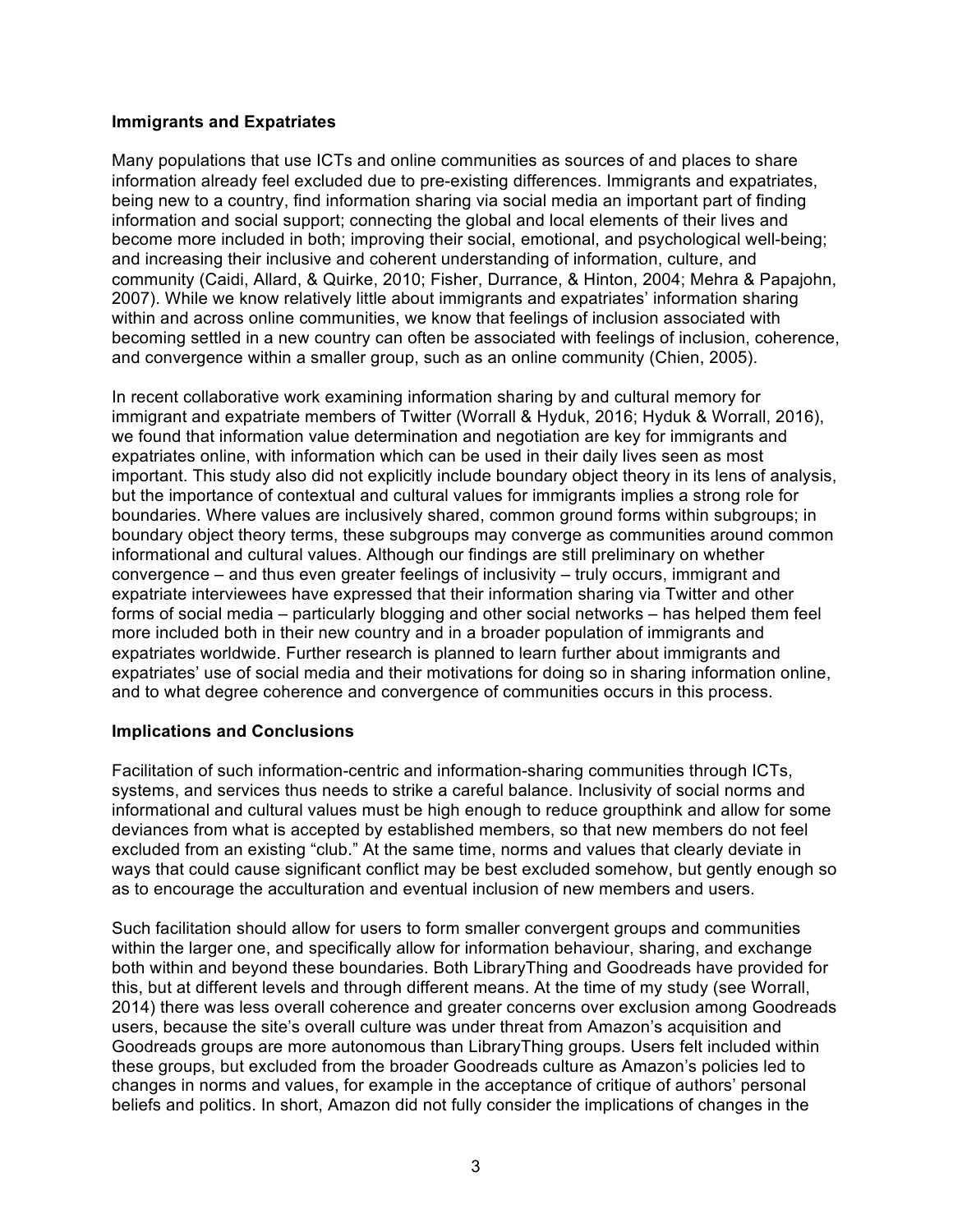### Immigrants and Expatriates

Many populations that use ICTs and online communities as sources of and places to share information already feel excluded due to pre-existing differences. Immigrants and expatriates, being new to a country, find information sharing via social media an important part of finding information and social support; connecting the global and local elements of their lives and become more included in both; improving their social, emotional, and psychological well-being; and increasing their inclusive and coherent understanding of information, culture, and community (Caidi, Allard, & Quirke, 2010; Fisher, Durrance, & Hinton, 2004; Mehra & Papajohn, 2007). While we know relatively little about immigrants and expatriates' information sharing within and across online communities, we know that feelings of inclusion associated with becoming settled in a new country can often be associated with feelings of inclusion, coherence, and convergence within a smaller group, such as an online community (Chien, 2005).

In recent collaborative work examining information sharing by and cultural memory for immigrant and expatriate members of Twitter (Worrall & Hyduk, 2016; Hyduk & Worrall, 2016), we found that information value determination and negotiation are key for immigrants and expatriates online, with information which can be used in their daily lives seen as most important. This study also did not explicitly include boundary object theory in its lens of analysis, but the importance of contextual and cultural values for immigrants implies a strong role for boundaries. Where values are inclusively shared, common ground forms within subgroups; in boundary object theory terms, these subgroups may converge as communities around common informational and cultural values. Although our findings are still preliminary on whether convergence – and thus even greater feelings of inclusivity – truly occurs, immigrant and expatriate interviewees have expressed that their information sharing via Twitter and other forms of social media – particularly blogging and other social networks – has helped them feel more included both in their new country and in a broader population of immigrants and expatriates worldwide. Further research is planned to learn further about immigrants and expatriates' use of social media and their motivations for doing so in sharing information online, and to what degree coherence and convergence of communities occurs in this process.

### Implications and Conclusions

Facilitation of such information-centric and information-sharing communities through ICTs, systems, and services thus needs to strike a careful balance. Inclusivity of social norms and informational and cultural values must be high enough to reduce groupthink and allow for some deviances from what is accepted by established members, so that new members do not feel excluded from an existing "club." At the same time, norms and values that clearly deviate in ways that could cause significant conflict may be best excluded somehow, but gently enough so as to encourage the acculturation and eventual inclusion of new members and users.

Such facilitation should allow for users to form smaller convergent groups and communities within the larger one, and specifically allow for information behaviour, sharing, and exchange both within and beyond these boundaries. Both LibraryThing and Goodreads have provided for this, but at different levels and through different means. At the time of my study (see Worrall, 2014) there was less overall coherence and greater concerns over exclusion among Goodreads users, because the site's overall culture was under threat from Amazon's acquisition and Goodreads groups are more autonomous than LibraryThing groups. Users felt included within these groups, but excluded from the broader Goodreads culture as Amazon's policies led to changes in norms and values, for example in the acceptance of critique of authors' personal beliefs and politics. In short, Amazon did not fully consider the implications of changes in the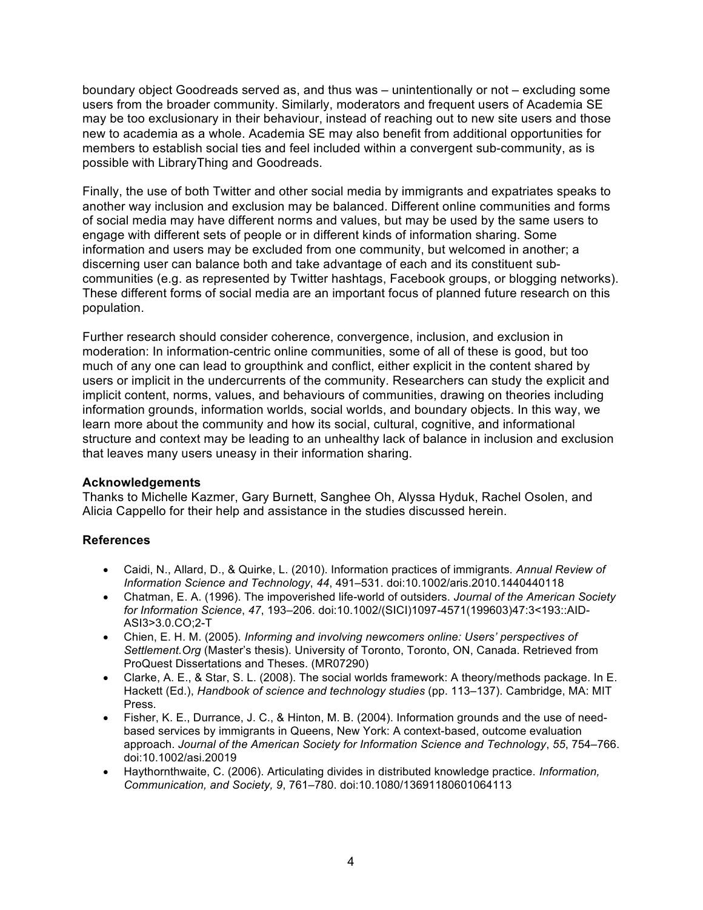boundary object Goodreads served as, and thus was – unintentionally or not – excluding some users from the broader community. Similarly, moderators and frequent users of Academia SE may be too exclusionary in their behaviour, instead of reaching out to new site users and those new to academia as a whole. Academia SE may also benefit from additional opportunities for members to establish social ties and feel included within a convergent sub-community, as is possible with LibraryThing and Goodreads.

Finally, the use of both Twitter and other social media by immigrants and expatriates speaks to another way inclusion and exclusion may be balanced. Different online communities and forms of social media may have different norms and values, but may be used by the same users to engage with different sets of people or in different kinds of information sharing. Some information and users may be excluded from one community, but welcomed in another; a discerning user can balance both and take advantage of each and its constituent sub-communities (e.g. as represented by Twitter hashtags, Facebook groups, or blogging networks). These different forms of social media are an important focus of planned future research on this population.

Further research should consider coherence, convergence, inclusion, and exclusion in moderation: In information-centric online communities, some of all of these is good, but too much of any one can lead to groupthink and conflict, either explicit in the content shared by users or implicit in the undercurrents of the community. Researchers can study the explicit and implicit content, norms, values, and behaviours of communities, drawing on theories including information grounds, information worlds, social worlds, and boundary objects. In this way, we learn more about the community and how its social, cultural, cognitive, and informational structure and context may be leading to an unhealthy lack of balance in inclusion and exclusion that leaves many users uneasy in their information sharing.

### Acknowledgements

Thanks to Michelle Kazmer, Gary Burnett, Sanghee Oh, Alyssa Hyduk, Rachel Osolen, and Alicia Cappello for their help and assistance in the studies discussed herein.

### References

- Caidi, N., Allard, D., & Quirke, L. (2010). Information practices of immigrants. *Annual Review of Information Science and Technology*, *44*, 491–531. doi:10.1002/aris.2010.1440440118
- Chatman, E. A. (1996). The impoverished life-world of outsiders. *Journal of the American Society for Information Science*, *47*, 193–206. doi:10.1002/(SICI)1097-4571(199603)47:3<193::AID-ASI3>3.0.CO;2-T
- Chien, E. H. M. (2005). *Informing and involving newcomers online: Users' perspectives of Settlement.Org* (Master's thesis). University of Toronto, Toronto, ON, Canada. Retrieved from ProQuest Dissertations and Theses. (MR07290)
- Clarke, A. E., & Star, S. L. (2008). The social worlds framework: A theory/methods package. In E. Hackett (Ed.), *Handbook of science and technology studies* (pp. 113–137). Cambridge, MA: MIT Press.
- Fisher, K. E., Durrance, J. C., & Hinton, M. B. (2004). Information grounds and the use of need-based services by immigrants in Queens, New York: A context-based, outcome evaluation approach. *Journal of the American Society for Information Science and Technology*, *55*, 754–766. doi:10.1002/asi.20019
- Haythornthwaite, C. (2006). Articulating divides in distributed knowledge practice. *Information, Communication, and Society, 9*, 761–780. doi:10.1080/13691180601064113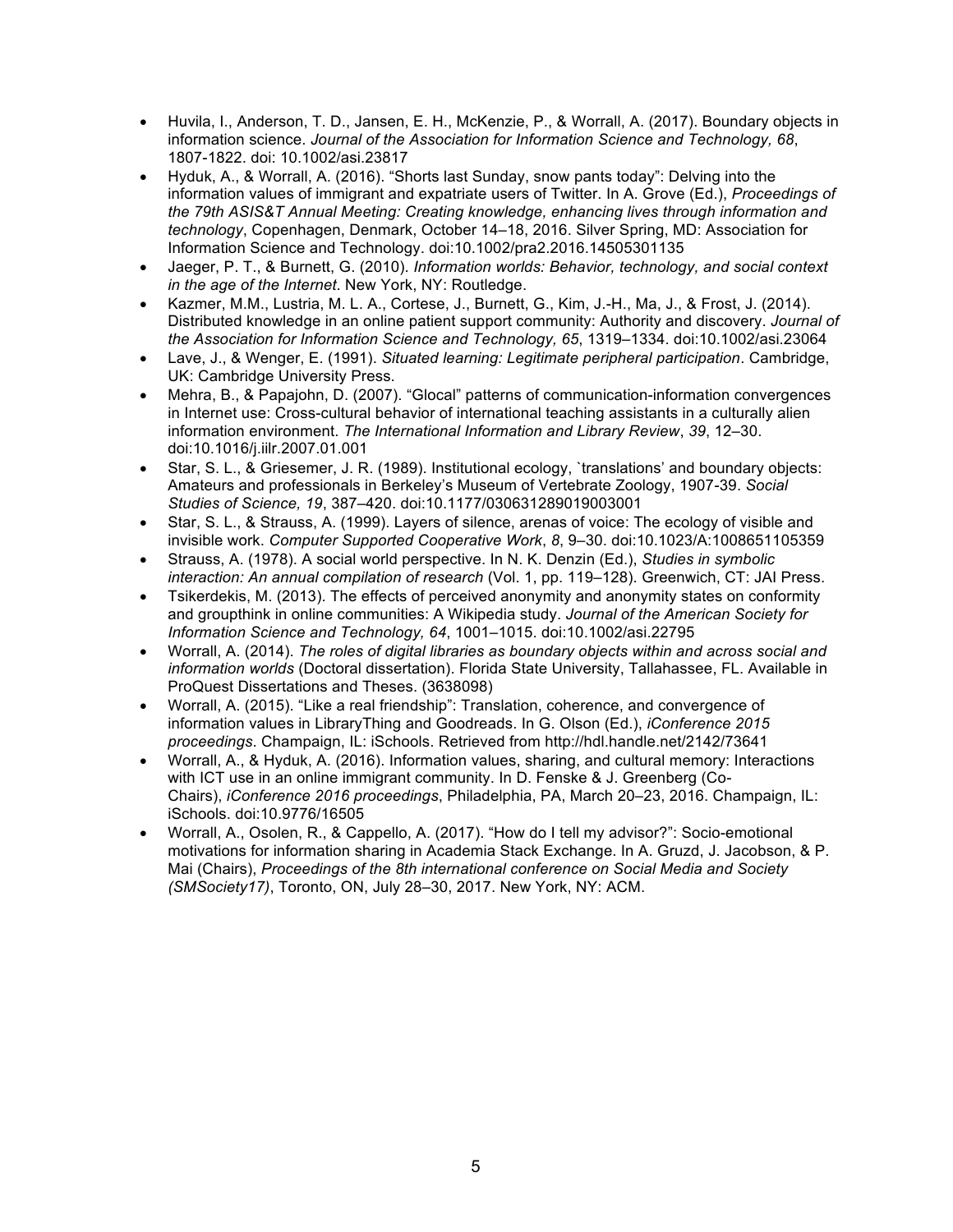- Huvila, I., Anderson, T. D., Jansen, E. H., McKenzie, P., & Worrall, A. (2017). Boundary objects in information science. *Journal of the Association for Information Science and Technology, 68*, 1807-1822. doi: 10.1002/asi.23817
- Hyduk, A., & Worrall, A. (2016). "Shorts last Sunday, snow pants today": Delving into the information values of immigrant and expatriate users of Twitter. In A. Grove (Ed.), *Proceedings of the 79th ASIS&T Annual Meeting: Creating knowledge, enhancing lives through information and technology*, Copenhagen, Denmark, October 14–18, 2016. Silver Spring, MD: Association for Information Science and Technology. doi:10.1002/pra2.2016.14505301135
- Jaeger, P. T., & Burnett, G. (2010). *Information worlds: Behavior, technology, and social context in the age of the Internet*. New York, NY: Routledge.
- Kazmer, M.M., Lustria, M. L. A., Cortese, J., Burnett, G., Kim, J.-H., Ma, J., & Frost, J. (2014). Distributed knowledge in an online patient support community: Authority and discovery. *Journal of the Association for Information Science and Technology, 65*, 1319–1334. doi:10.1002/asi.23064
- Lave, J., & Wenger, E. (1991). *Situated learning: Legitimate peripheral participation*. Cambridge, UK: Cambridge University Press.
- Mehra, B., & Papajohn, D. (2007). "Glocal" patterns of communication-information convergences in Internet use: Cross-cultural behavior of international teaching assistants in a culturally alien information environment. *The International Information and Library Review*, *39*, 12–30. doi:10.1016/j.iilr.2007.01.001
- Star, S. L., & Griesemer, J. R. (1989). Institutional ecology, `translations' and boundary objects: Amateurs and professionals in Berkeley's Museum of Vertebrate Zoology, 1907-39. *Social Studies of Science, 19*, 387–420. doi:10.1177/030631289019003001
- Star, S. L., & Strauss, A. (1999). Layers of silence, arenas of voice: The ecology of visible and invisible work. *Computer Supported Cooperative Work*, *8*, 9–30. doi:10.1023/A:1008651105359
- Strauss, A. (1978). A social world perspective. In N. K. Denzin (Ed.), *Studies in symbolic interaction: An annual compilation of research* (Vol. 1, pp. 119–128). Greenwich, CT: JAI Press.
- Tsikerdekis, M. (2013). The effects of perceived anonymity and anonymity states on conformity and groupthink in online communities: A Wikipedia study. *Journal of the American Society for Information Science and Technology, 64*, 1001–1015. doi:10.1002/asi.22795
- Worrall, A. (2014). *The roles of digital libraries as boundary objects within and across social and information worlds* (Doctoral dissertation). Florida State University, Tallahassee, FL. Available in ProQuest Dissertations and Theses. (3638098)
- Worrall, A. (2015). "Like a real friendship": Translation, coherence, and convergence of information values in LibraryThing and Goodreads. In G. Olson (Ed.), *iConference 2015 proceedings*. Champaign, IL: iSchools. Retrieved from http://hdl.handle.net/2142/73641
- Worrall, A., & Hyduk, A. (2016). Information values, sharing, and cultural memory: Interactions with ICT use in an online immigrant community. In D. Fenske & J. Greenberg (Co-Chairs), *iConference 2016 proceedings*, Philadelphia, PA, March 20–23, 2016. Champaign, IL: iSchools. doi:10.9776/16505
- Worrall, A., Osolen, R., & Cappello, A. (2017). "How do I tell my advisor?": Socio-emotional motivations for information sharing in Academia Stack Exchange. In A. Gruzd, J. Jacobson, & P. Mai (Chairs), *Proceedings of the 8th international conference on Social Media and Society (SMSociety17)*, Toronto, ON, July 28–30, 2017. New York, NY: ACM.